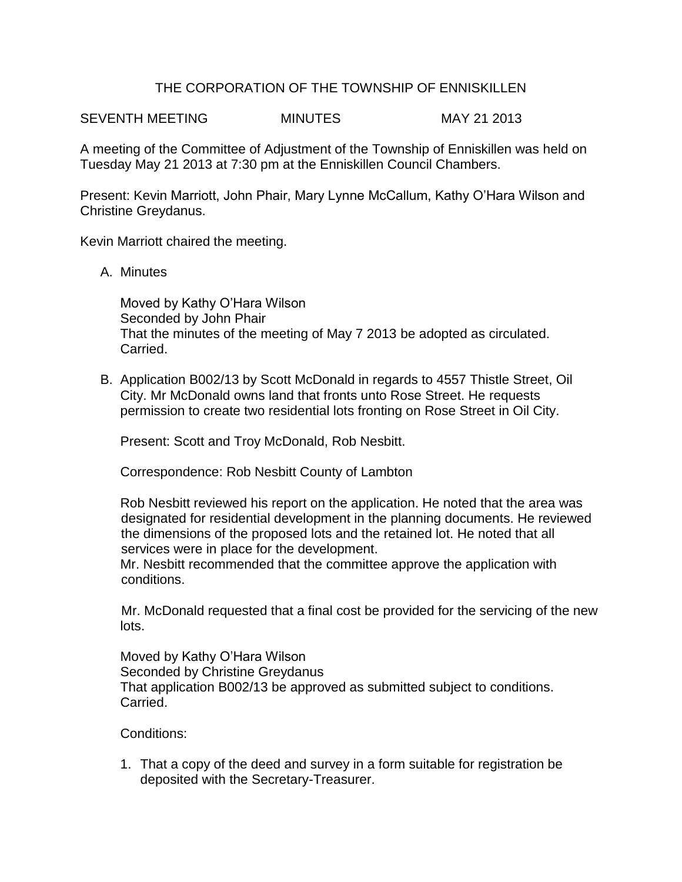# THE CORPORATION OF THE TOWNSHIP OF ENNISKILLEN

SEVENTH MEETING MINUTES MAY 21 2013

A meeting of the Committee of Adjustment of the Township of Enniskillen was held on Tuesday May 21 2013 at 7:30 pm at the Enniskillen Council Chambers.

Present: Kevin Marriott, John Phair, Mary Lynne McCallum, Kathy O'Hara Wilson and Christine Greydanus.

Kevin Marriott chaired the meeting.

A. Minutes

   Moved by Kathy O'Hara Wilson
   Seconded by John Phair
   That the minutes of the meeting of May 7 2013 be adopted as circulated.
   Carried.

B. Application B002/13 by Scott McDonald in regards to 4557 Thistle Street, Oil City. Mr McDonald owns land that fronts unto Rose Street. He requests permission to create two residential lots fronting on Rose Street in Oil City.

   Present: Scott and Troy McDonald, Rob Nesbitt.

   Correspondence: Rob Nesbitt County of Lambton

   Rob Nesbitt reviewed his report on the application. He noted that the area was designated for residential development in the planning documents. He reviewed the dimensions of the proposed lots and the retained lot. He noted that all services were in place for the development.
   Mr. Nesbitt recommended that the committee approve the application with conditions.

   Mr. McDonald requested that a final cost be provided for the servicing of the new lots.

   Moved by Kathy O'Hara Wilson
   Seconded by Christine Greydanus
   That application B002/13 be approved as submitted subject to conditions.
   Carried.

   Conditions:

   1. That a copy of the deed and survey in a form suitable for registration be deposited with the Secretary-Treasurer.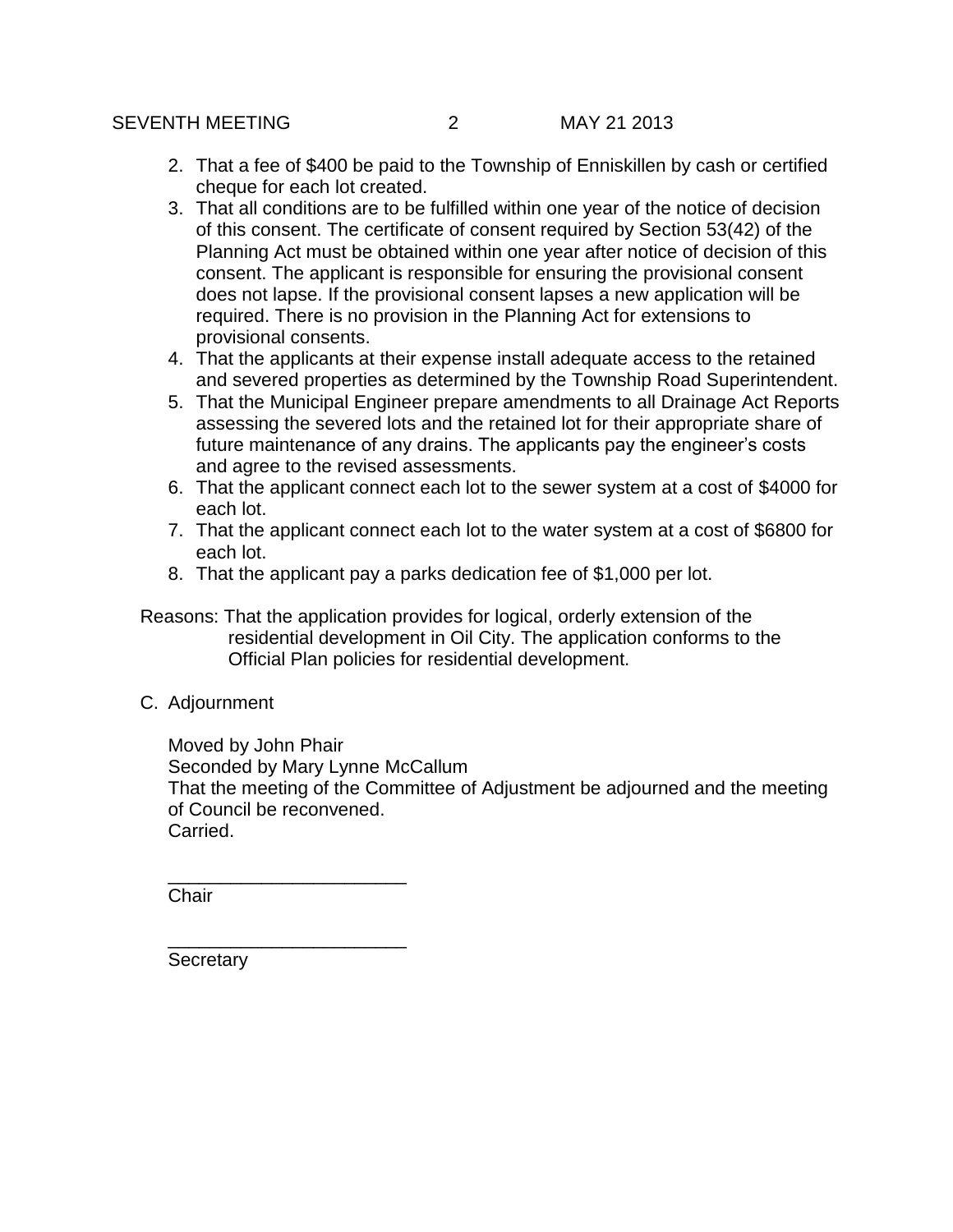2. That a fee of $400 be paid to the Township of Enniskillen by cash or certified cheque for each lot created.
3. That all conditions are to be fulfilled within one year of the notice of decision of this consent. The certificate of consent required by Section 53(42) of the Planning Act must be obtained within one year after notice of decision of this consent. The applicant is responsible for ensuring the provisional consent does not lapse. If the provisional consent lapses a new application will be required. There is no provision in the Planning Act for extensions to provisional consents.
4. That the applicants at their expense install adequate access to the retained and severed properties as determined by the Township Road Superintendent.
5. That the Municipal Engineer prepare amendments to all Drainage Act Reports assessing the severed lots and the retained lot for their appropriate share of future maintenance of any drains. The applicants pay the engineer's costs and agree to the revised assessments.
6. That the applicant connect each lot to the sewer system at a cost of $4000 for each lot.
7. That the applicant connect each lot to the water system at a cost of $6800 for each lot.
8. That the applicant pay a parks dedication fee of $1,000 per lot.

Reasons: That the application provides for logical, orderly extension of the residential development in Oil City. The application conforms to the Official Plan policies for residential development.

C. Adjournment

Moved by John Phair
Seconded by Mary Lynne McCallum
That the meeting of the Committee of Adjustment be adjourned and the meeting of Council be reconvened.
Carried.

_______________________
Chair

_______________________
Secretary